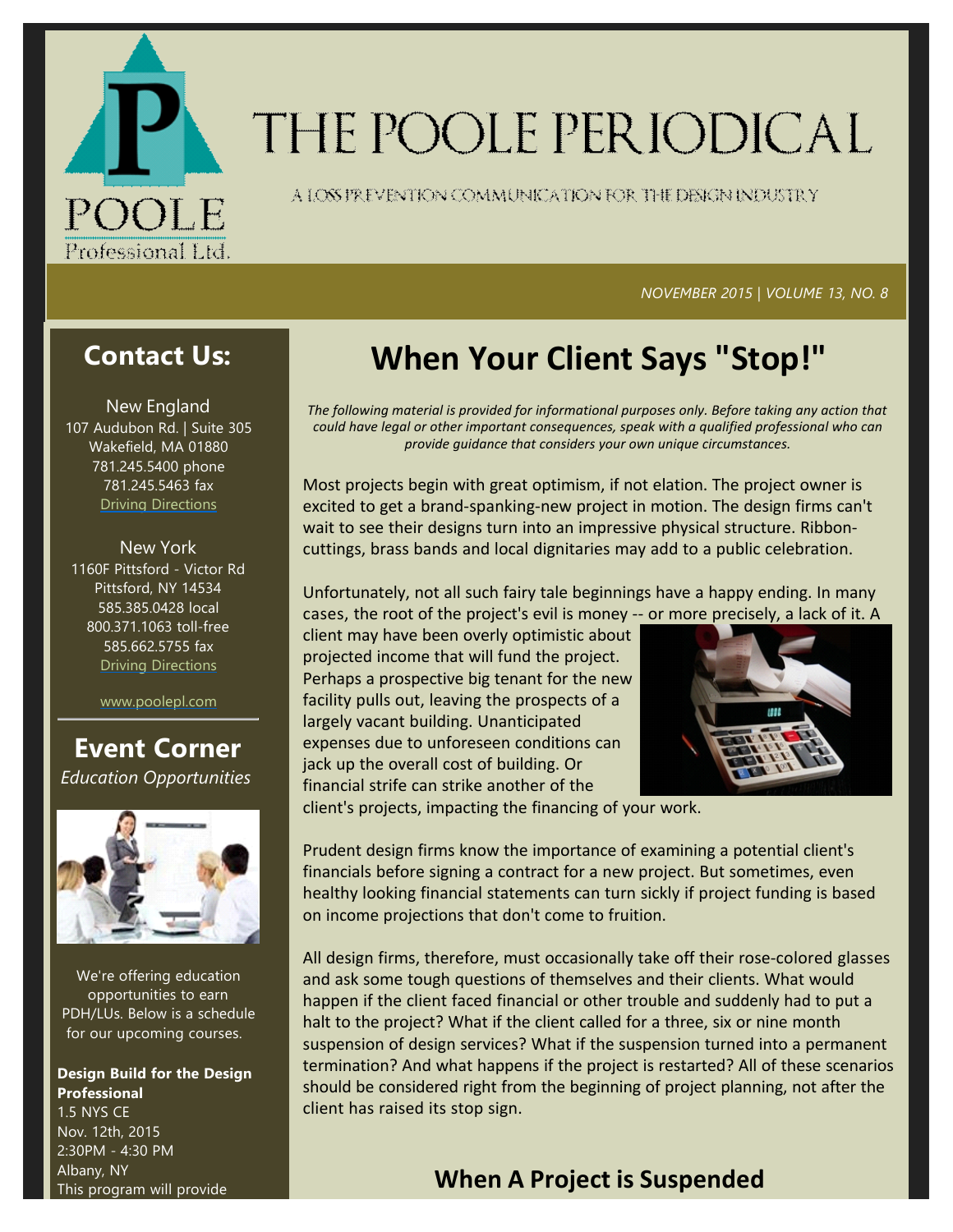# THE POOLE PERIODICAL

A LOSS PREVENTION COMMUNICATION FOR THE DESIGN INDUSTRY

*NOVEMBER 2015 | VOLUME 13, NO. 8*

## When Your Client Says "Stop!"

*The following material is provided for informational purposes only. Before taking any action that could have legal or other important consequences, speak with a qualified professional who can provide guidance that considers your own unique circumstances.*

Most projects begin with great optimism, if not elation. The project owner is excited to get a brand-spanking-new project in motion. The design firms can't wait to see their designs turn into an impressive physical structure. Ribbon-cuttings, brass bands and local dignitaries may add to a public celebration.

Unfortunately, not all such fairy tale beginnings have a happy ending. In many cases, the root of the project's evil is money -- or more precisely, a lack of it. A client may have been overly optimistic about projected income that will fund the project. Perhaps a prospective big tenant for the new facility pulls out, leaving the prospects of a largely vacant building. Unanticipated expenses due to unforeseen conditions can jack up the overall cost of building. Or financial strife can strike another of the client's projects, impacting the financing of your work.

Prudent design firms know the importance of examining a potential client's financials before signing a contract for a new project. But sometimes, even healthy looking financial statements can turn sickly if project funding is based on income projections that don't come to fruition.

All design firms, therefore, must occasionally take off their rose-colored glasses and ask some tough questions of themselves and their clients. What would happen if the client faced financial or other trouble and suddenly had to put a halt to the project? What if the client called for a three, six or nine month suspension of design services? What if the suspension turned into a permanent termination? And what happens if the project is restarted? All of these scenarios should be considered right from the beginning of project planning, not after the client has raised its stop sign.

### When A Project is Suspended

## Contact Us:

New England
107 Audubon Rd. | Suite 305
Wakefield, MA 01880
781.245.5400 phone
781.245.5463 fax
Driving Directions

New York
1160F Pittsford - Victor Rd
Pittsford, NY 14534
585.385.0428 local
800.371.1063 toll-free
585.662.5755 fax
Driving Directions

www.poolepl.com

## Event Corner

*Education Opportunities*

We're offering education opportunities to earn PDH/LUs. Below is a schedule for our upcoming courses.

**Design Build for the Design Professional**
1.5 NYS CE
Nov. 12th, 2015
2:30PM - 4:30 PM
Albany, NY
This program will provide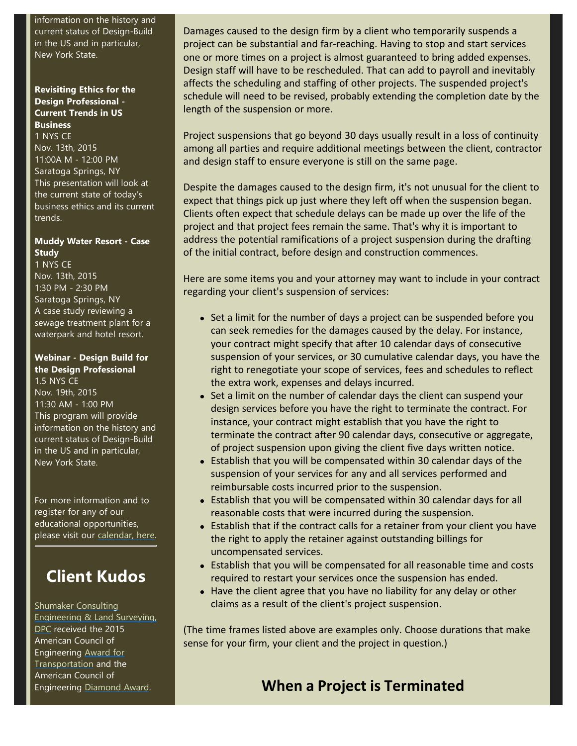information on the history and current status of Design-Build in the US and in particular, New York State.

**Revisiting Ethics for the Design Professional - Current Trends in US Business**
1 NYS CE
Nov. 13th, 2015
11:00A M - 12:00 PM
Saratoga Springs, NY
This presentation will look at the current state of today's business ethics and its current trends.

**Muddy Water Resort - Case Study**
1 NYS CE
Nov. 13th, 2015
1:30 PM - 2:30 PM
Saratoga Springs, NY
A case study reviewing a sewage treatment plant for a waterpark and hotel resort.

**Webinar - Design Build for the Design Professional**
1.5 NYS CE
Nov. 19th, 2015
11:30 AM - 1:00 PM
This program will provide information on the history and current status of Design-Build in the US and in particular, New York State.

For more information and to register for any of our educational opportunities, please visit our calendar, here.

## Client Kudos

Shumaker Consulting Engineering & Land Surveying, DPC received the 2015 American Council of Engineering Award for Transportation and the American Council of Engineering Diamond Award.

Damages caused to the design firm by a client who temporarily suspends a project can be substantial and far-reaching. Having to stop and start services one or more times on a project is almost guaranteed to bring added expenses. Design staff will have to be rescheduled. That can add to payroll and inevitably affects the scheduling and staffing of other projects. The suspended project's schedule will need to be revised, probably extending the completion date by the length of the suspension or more.

Project suspensions that go beyond 30 days usually result in a loss of continuity among all parties and require additional meetings between the client, contractor and design staff to ensure everyone is still on the same page.

Despite the damages caused to the design firm, it's not unusual for the client to expect that things pick up just where they left off when the suspension began. Clients often expect that schedule delays can be made up over the life of the project and that project fees remain the same. That's why it is important to address the potential ramifications of a project suspension during the drafting of the initial contract, before design and construction commences.

Here are some items you and your attorney may want to include in your contract regarding your client's suspension of services:

- Set a limit for the number of days a project can be suspended before you can seek remedies for the damages caused by the delay. For instance, your contract might specify that after 10 calendar days of consecutive suspension of your services, or 30 cumulative calendar days, you have the right to renegotiate your scope of services, fees and schedules to reflect the extra work, expenses and delays incurred.
- Set a limit on the number of calendar days the client can suspend your design services before you have the right to terminate the contract. For instance, your contract might establish that you have the right to terminate the contract after 90 calendar days, consecutive or aggregate, of project suspension upon giving the client five days written notice.
- Establish that you will be compensated within 30 calendar days of the suspension of your services for any and all services performed and reimbursable costs incurred prior to the suspension.
- Establish that you will be compensated within 30 calendar days for all reasonable costs that were incurred during the suspension.
- Establish that if the contract calls for a retainer from your client you have the right to apply the retainer against outstanding billings for uncompensated services.
- Establish that you will be compensated for all reasonable time and costs required to restart your services once the suspension has ended.
- Have the client agree that you have no liability for any delay or other claims as a result of the client's project suspension.

(The time frames listed above are examples only. Choose durations that make sense for your firm, your client and the project in question.)

## When a Project is Terminated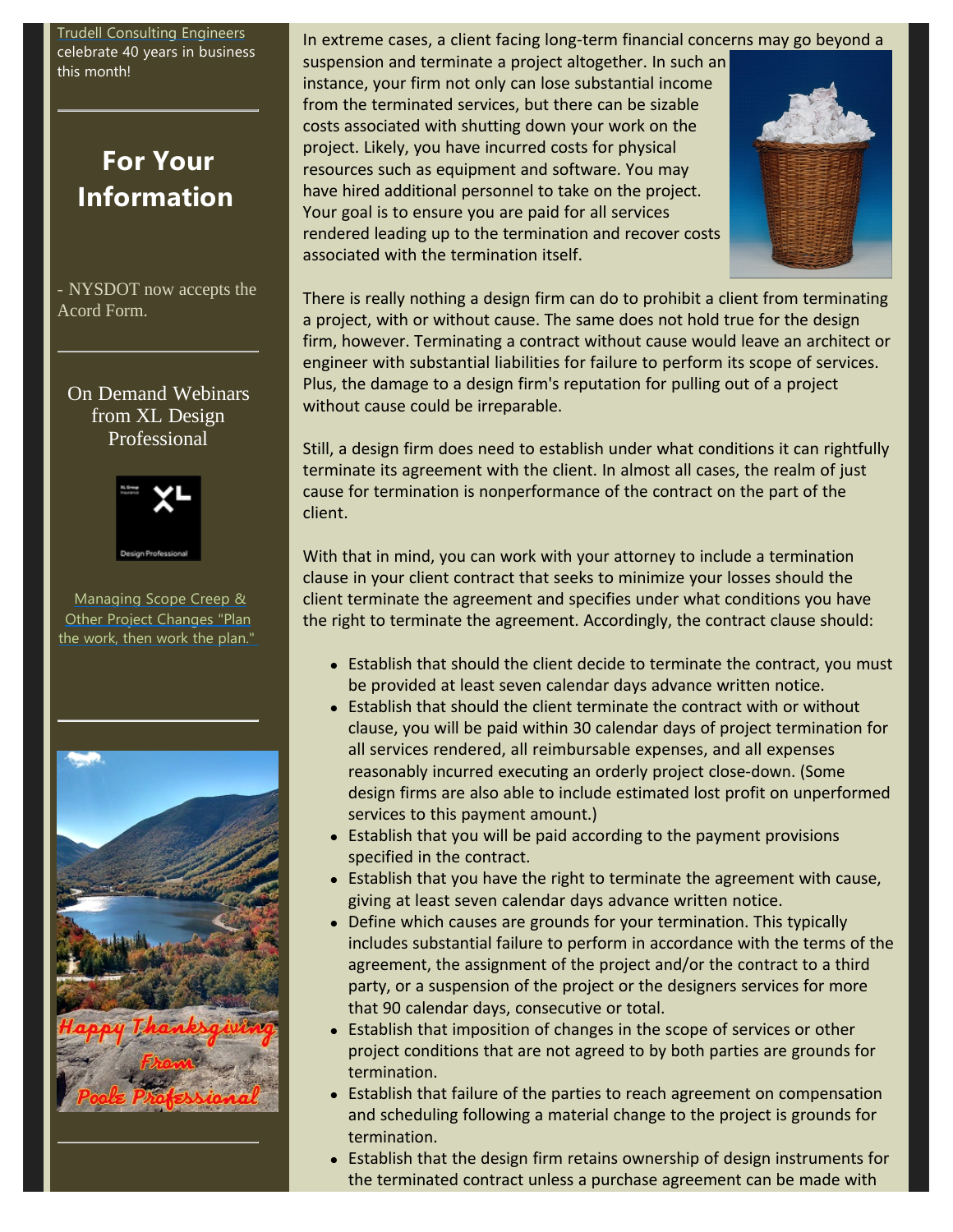[Trudell Consulting Engineers](#) celebrate 40 years in business this month!

## For Your Information

- NYSDOT now accepts the Acord Form.

On Demand Webinars from XL Design Professional

[Managing Scope Creep & Other Project Changes "Plan the work, then work the plan."](#)

Happy Thanksgiving From Poole Professional

In extreme cases, a client facing long-term financial concerns may go beyond a suspension and terminate a project altogether. In such an instance, your firm not only can lose substantial income from the terminated services, but there can be sizable costs associated with shutting down your work on the project. Likely, you have incurred costs for physical resources such as equipment and software. You may have hired additional personnel to take on the project. Your goal is to ensure you are paid for all services rendered leading up to the termination and recover costs associated with the termination itself.

There is really nothing a design firm can do to prohibit a client from terminating a project, with or without cause. The same does not hold true for the design firm, however. Terminating a contract without cause would leave an architect or engineer with substantial liabilities for failure to perform its scope of services. Plus, the damage to a design firm's reputation for pulling out of a project without cause could be irreparable.

Still, a design firm does need to establish under what conditions it can rightfully terminate its agreement with the client. In almost all cases, the realm of just cause for termination is nonperformance of the contract on the part of the client.

With that in mind, you can work with your attorney to include a termination clause in your client contract that seeks to minimize your losses should the client terminate the agreement and specifies under what conditions you have the right to terminate the agreement. Accordingly, the contract clause should:

- Establish that should the client decide to terminate the contract, you must be provided at least seven calendar days advance written notice.
- Establish that should the client terminate the contract with or without clause, you will be paid within 30 calendar days of project termination for all services rendered, all reimbursable expenses, and all expenses reasonably incurred executing an orderly project close-down. (Some design firms are also able to include estimated lost profit on unperformed services to this payment amount.)
- Establish that you will be paid according to the payment provisions specified in the contract.
- Establish that you have the right to terminate the agreement with cause, giving at least seven calendar days advance written notice.
- Define which causes are grounds for your termination. This typically includes substantial failure to perform in accordance with the terms of the agreement, the assignment of the project and/or the contract to a third party, or a suspension of the project or the designers services for more that 90 calendar days, consecutive or total.
- Establish that imposition of changes in the scope of services or other project conditions that are not agreed to by both parties are grounds for termination.
- Establish that failure of the parties to reach agreement on compensation and scheduling following a material change to the project is grounds for termination.
- Establish that the design firm retains ownership of design instruments for the terminated contract unless a purchase agreement can be made with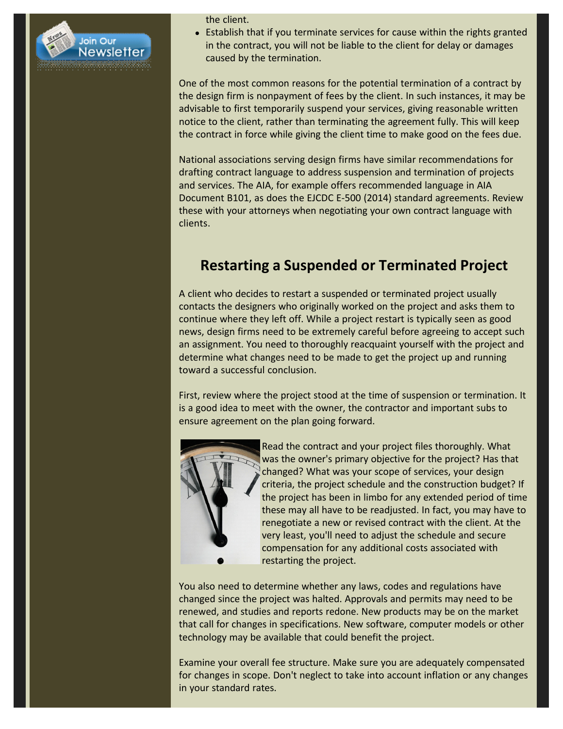the client.

- Establish that if you terminate services for cause within the rights granted in the contract, you will not be liable to the client for delay or damages caused by the termination.

One of the most common reasons for the potential termination of a contract by the design firm is nonpayment of fees by the client. In such instances, it may be advisable to first temporarily suspend your services, giving reasonable written notice to the client, rather than terminating the agreement fully. This will keep the contract in force while giving the client time to make good on the fees due.

National associations serving design firms have similar recommendations for drafting contract language to address suspension and termination of projects and services. The AIA, for example offers recommended language in AIA Document B101, as does the EJCDC E-500 (2014) standard agreements. Review these with your attorneys when negotiating your own contract language with clients.

## Restarting a Suspended or Terminated Project

A client who decides to restart a suspended or terminated project usually contacts the designers who originally worked on the project and asks them to continue where they left off. While a project restart is typically seen as good news, design firms need to be extremely careful before agreeing to accept such an assignment. You need to thoroughly reacquaint yourself with the project and determine what changes need to be made to get the project up and running toward a successful conclusion.

First, review where the project stood at the time of suspension or termination. It is a good idea to meet with the owner, the contractor and important subs to ensure agreement on the plan going forward.

Read the contract and your project files thoroughly. What was the owner's primary objective for the project? Has that changed? What was your scope of services, your design criteria, the project schedule and the construction budget? If the project has been in limbo for any extended period of time these may all have to be readjusted. In fact, you may have to renegotiate a new or revised contract with the client. At the very least, you'll need to adjust the schedule and secure compensation for any additional costs associated with restarting the project.

You also need to determine whether any laws, codes and regulations have changed since the project was halted. Approvals and permits may need to be renewed, and studies and reports redone. New products may be on the market that call for changes in specifications. New software, computer models or other technology may be available that could benefit the project.

Examine your overall fee structure. Make sure you are adequately compensated for changes in scope. Don't neglect to take into account inflation or any changes in your standard rates.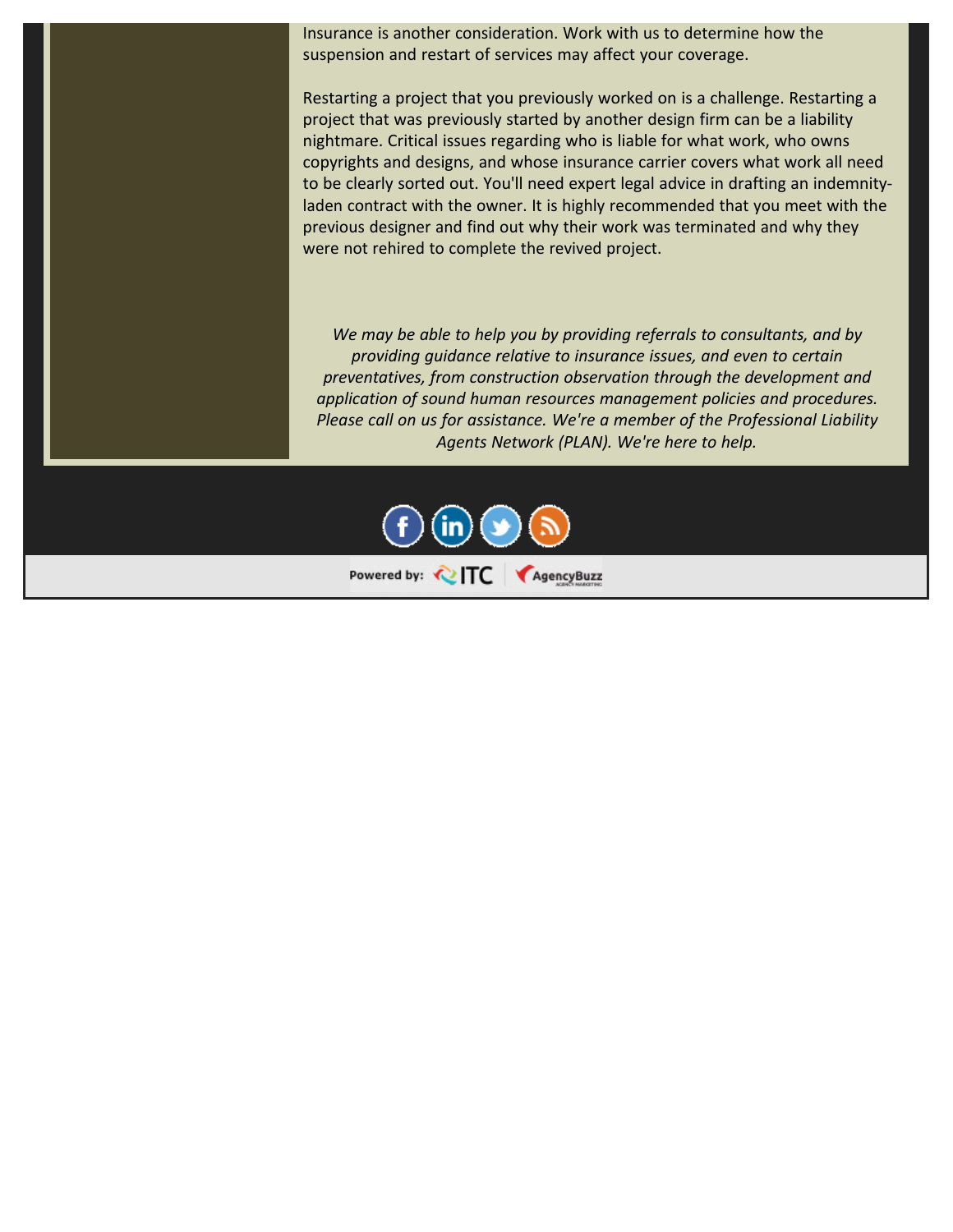Insurance is another consideration. Work with us to determine how the suspension and restart of services may affect your coverage.

Restarting a project that you previously worked on is a challenge. Restarting a project that was previously started by another design firm can be a liability nightmare. Critical issues regarding who is liable for what work, who owns copyrights and designs, and whose insurance carrier covers what work all need to be clearly sorted out. You'll need expert legal advice in drafting an indemnity-laden contract with the owner. It is highly recommended that you meet with the previous designer and find out why their work was terminated and why they were not rehired to complete the revived project.

*We may be able to help you by providing referrals to consultants, and by providing guidance relative to insurance issues, and even to certain preventatives, from construction observation through the development and application of sound human resources management policies and procedures. Please call on us for assistance. We're a member of the Professional Liability Agents Network (PLAN). We're here to help.*

Powered by: ITC AgencyBuzz